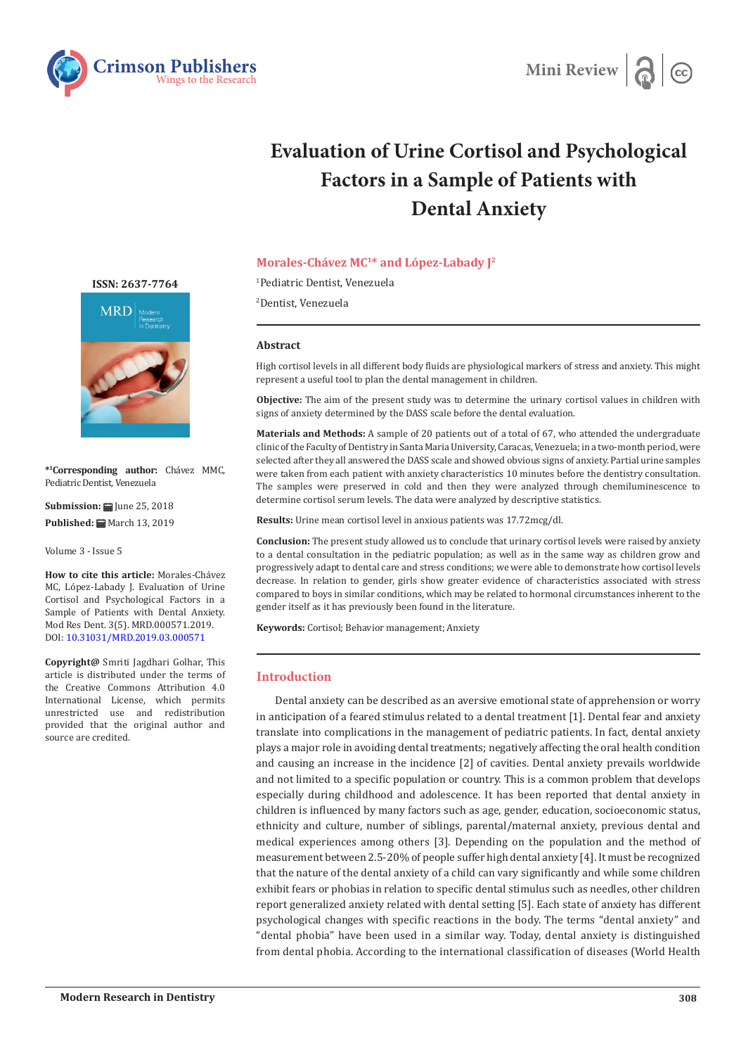Mini Review

# Evaluation of Urine Cortisol and Psychological Factors in a Sample of Patients with Dental Anxiety

**Morales-Chávez MC[1]* and López-Labady J[2]**

[1]Pediatric Dentist, Venezuela

[2]Dentist, Venezuela

ISSN: 2637-7764

***[1]Corresponding author:** Chávez MMC, Pediatric Dentist, Venezuela

**Submission:** June 25, 2018

**Published:** March 13, 2019

Volume 3 - Issue 5

**How to cite this article:** Morales-Chávez MC, López-Labady J. Evaluation of Urine Cortisol and Psychological Factors in a Sample of Patients with Dental Anxiety. Mod Res Dent. 3(5). MRD.000571.2019. DOI: 10.31031/MRD.2019.03.000571

**Copyright@** Smriti Jagdhari Golhar, This article is distributed under the terms of the Creative Commons Attribution 4.0 International License, which permits unrestricted use and redistribution provided that the original author and source are credited.

## Abstract

High cortisol levels in all different body fluids are physiological markers of stress and anxiety. This might represent a useful tool to plan the dental management in children.

**Objective:** The aim of the present study was to determine the urinary cortisol values in children with signs of anxiety determined by the DASS scale before the dental evaluation.

**Materials and Methods:** A sample of 20 patients out of a total of 67, who attended the undergraduate clinic of the Faculty of Dentistry in Santa Maria University, Caracas, Venezuela; in a two-month period, were selected after they all answered the DASS scale and showed obvious signs of anxiety. Partial urine samples were taken from each patient with anxiety characteristics 10 minutes before the dentistry consultation. The samples were preserved in cold and then they were analyzed through chemiluminescence to determine cortisol serum levels. The data were analyzed by descriptive statistics.

**Results:** Urine mean cortisol level in anxious patients was 17.72mcg/dl.

**Conclusion:** The present study allowed us to conclude that urinary cortisol levels were raised by anxiety to a dental consultation in the pediatric population; as well as in the same way as children grow and progressively adapt to dental care and stress conditions; we were able to demonstrate how cortisol levels decrease. In relation to gender, girls show greater evidence of characteristics associated with stress compared to boys in similar conditions, which may be related to hormonal circumstances inherent to the gender itself as it has previously been found in the literature.

**Keywords:** Cortisol; Behavior management; Anxiety

## Introduction

Dental anxiety can be described as an aversive emotional state of apprehension or worry in anticipation of a feared stimulus related to a dental treatment [1]. Dental fear and anxiety translate into complications in the management of pediatric patients. In fact, dental anxiety plays a major role in avoiding dental treatments; negatively affecting the oral health condition and causing an increase in the incidence [2] of cavities. Dental anxiety prevails worldwide and not limited to a specific population or country. This is a common problem that develops especially during childhood and adolescence. It has been reported that dental anxiety in children is influenced by many factors such as age, gender, education, socioeconomic status, ethnicity and culture, number of siblings, parental/maternal anxiety, previous dental and medical experiences among others [3]. Depending on the population and the method of measurement between 2.5-20% of people suffer high dental anxiety [4]. It must be recognized that the nature of the dental anxiety of a child can vary significantly and while some children exhibit fears or phobias in relation to specific dental stimulus such as needles, other children report generalized anxiety related with dental setting [5]. Each state of anxiety has different psychological changes with specific reactions in the body. The terms "dental anxiety" and "dental phobia" have been used in a similar way. Today, dental anxiety is distinguished from dental phobia. According to the international classification of diseases (World Health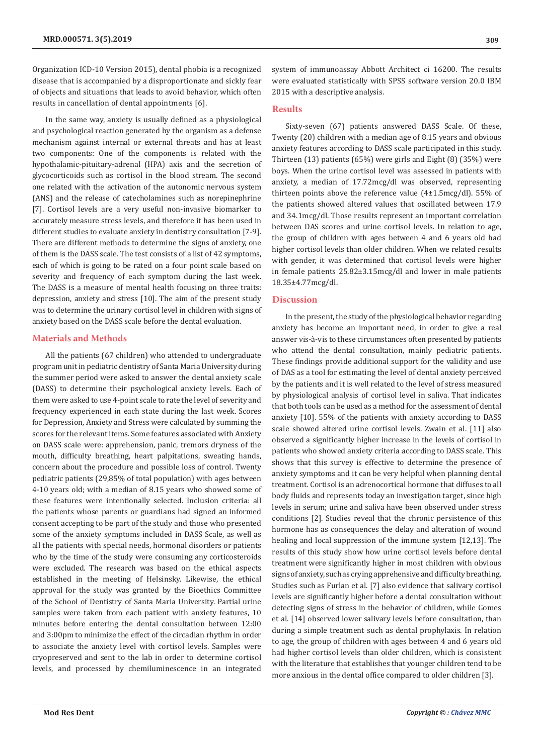Organization ICD-10 Version 2015), dental phobia is a recognized disease that is accompanied by a disproportionate and sickly fear of objects and situations that leads to avoid behavior, which often results in cancellation of dental appointments [6].

In the same way, anxiety is usually defined as a physiological and psychological reaction generated by the organism as a defense mechanism against internal or external threats and has at least two components: One of the components is related with the hypothalamic-pituitary-adrenal (HPA) axis and the secretion of glycocorticoids such as cortisol in the blood stream. The second one related with the activation of the autonomic nervous system (ANS) and the release of catecholamines such as norepinephrine [7]. Cortisol levels are a very useful non-invasive biomarker to accurately measure stress levels, and therefore it has been used in different studies to evaluate anxiety in dentistry consultation [7-9]. There are different methods to determine the signs of anxiety, one of them is the DASS scale. The test consists of a list of 42 symptoms, each of which is going to be rated on a four point scale based on severity and frequency of each symptom during the last week. The DASS is a measure of mental health focusing on three traits: depression, anxiety and stress [10]. The aim of the present study was to determine the urinary cortisol level in children with signs of anxiety based on the DASS scale before the dental evaluation.

## Materials and Methods

All the patients (67 children) who attended to undergraduate program unit in pediatric dentistry of Santa Maria University during the summer period were asked to answer the dental anxiety scale (DASS) to determine their psychological anxiety levels. Each of them were asked to use 4-point scale to rate the level of severity and frequency experienced in each state during the last week. Scores for Depression, Anxiety and Stress were calculated by summing the scores for the relevant items. Some features associated with Anxiety on DASS scale were: apprehension, panic, tremors dryness of the mouth, difficulty breathing, heart palpitations, sweating hands, concern about the procedure and possible loss of control. Twenty pediatric patients (29,85% of total population) with ages between 4-10 years old; with a median of 8.15 years who showed some of these features were intentionally selected. Inclusion criteria: all the patients whose parents or guardians had signed an informed consent accepting to be part of the study and those who presented some of the anxiety symptoms included in DASS Scale, as well as all the patients with special needs, hormonal disorders or patients who by the time of the study were consuming any corticosteroids were excluded. The research was based on the ethical aspects established in the meeting of Helsinsky. Likewise, the ethical approval for the study was granted by the Bioethics Committee of the School of Dentistry of Santa Maria University. Partial urine samples were taken from each patient with anxiety features, 10 minutes before entering the dental consultation between 12:00 and 3:00pm to minimize the effect of the circadian rhythm in order to associate the anxiety level with cortisol levels. Samples were cryopreserved and sent to the lab in order to determine cortisol levels, and processed by chemiluminescence in an integrated system of immunoassay Abbott Architect ci 16200. The results were evaluated statistically with SPSS software version 20.0 IBM 2015 with a descriptive analysis.

## Results

Sixty-seven (67) patients answered DASS Scale. Of these, Twenty (20) children with a median age of 8.15 years and obvious anxiety features according to DASS scale participated in this study. Thirteen (13) patients (65%) were girls and Eight (8) (35%) were boys. When the urine cortisol level was assessed in patients with anxiety, a median of 17.72mcg/dl was observed, representing thirteen points above the reference value (4±1.5mcg/dl). 55% of the patients showed altered values that oscillated between 17.9 and 34.1mcg/dl. Those results represent an important correlation between DAS scores and urine cortisol levels. In relation to age, the group of children with ages between 4 and 6 years old had higher cortisol levels than older children. When we related results with gender, it was determined that cortisol levels were higher in female patients 25.82±3.15mcg/dl and lower in male patients 18.35±4.77mcg/dl.

## Discussion

In the present, the study of the physiological behavior regarding anxiety has become an important need, in order to give a real answer vis-à-vis to these circumstances often presented by patients who attend the dental consultation, mainly pediatric patients. These findings provide additional support for the validity and use of DAS as a tool for estimating the level of dental anxiety perceived by the patients and it is well related to the level of stress measured by physiological analysis of cortisol level in saliva. That indicates that both tools can be used as a method for the assessment of dental anxiety [10]. 55% of the patients with anxiety according to DASS scale showed altered urine cortisol levels. Zwain et al. [11] also observed a significantly higher increase in the levels of cortisol in patients who showed anxiety criteria according to DASS scale. This shows that this survey is effective to determine the presence of anxiety symptoms and it can be very helpful when planning dental treatment. Cortisol is an adrenocortical hormone that diffuses to all body fluids and represents today an investigation target, since high levels in serum; urine and saliva have been observed under stress conditions [2]. Studies reveal that the chronic persistence of this hormone has as consequences the delay and alteration of wound healing and local suppression of the immune system [12,13]. The results of this study show how urine cortisol levels before dental treatment were significantly higher in most children with obvious signs of anxiety, such as crying apprehensive and difficulty breathing. Studies such as Furlan et al. [7] also evidence that salivary cortisol levels are significantly higher before a dental consultation without detecting signs of stress in the behavior of children, while Gomes et al. [14] observed lower salivary levels before consultation, than during a simple treatment such as dental prophylaxis. In relation to age, the group of children with ages between 4 and 6 years old had higher cortisol levels than older children, which is consistent with the literature that establishes that younger children tend to be more anxious in the dental office compared to older children [3].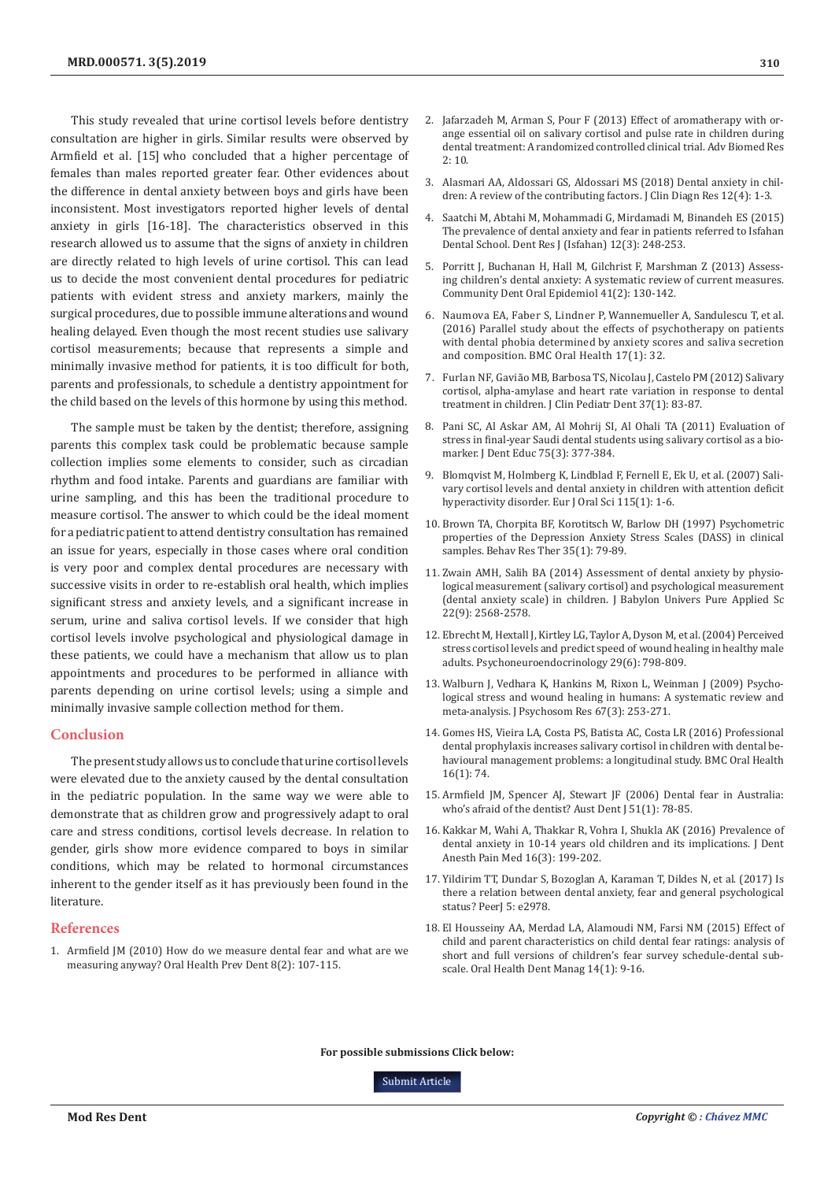This study revealed that urine cortisol levels before dentistry consultation are higher in girls. Similar results were observed by Armfield et al. [15] who concluded that a higher percentage of females than males reported greater fear. Other evidences about the difference in dental anxiety between boys and girls have been inconsistent. Most investigators reported higher levels of dental anxiety in girls [16-18]. The characteristics observed in this research allowed us to assume that the signs of anxiety in children are directly related to high levels of urine cortisol. This can lead us to decide the most convenient dental procedures for pediatric patients with evident stress and anxiety markers, mainly the surgical procedures, due to possible immune alterations and wound healing delayed. Even though the most recent studies use salivary cortisol measurements; because that represents a simple and minimally invasive method for patients, it is too difficult for both, parents and professionals, to schedule a dentistry appointment for the child based on the levels of this hormone by using this method.

The sample must be taken by the dentist; therefore, assigning parents this complex task could be problematic because sample collection implies some elements to consider, such as circadian rhythm and food intake. Parents and guardians are familiar with urine sampling, and this has been the traditional procedure to measure cortisol. The answer to which could be the ideal moment for a pediatric patient to attend dentistry consultation has remained an issue for years, especially in those cases where oral condition is very poor and complex dental procedures are necessary with successive visits in order to re-establish oral health, which implies significant stress and anxiety levels, and a significant increase in serum, urine and saliva cortisol levels. If we consider that high cortisol levels involve psychological and physiological damage in these patients, we could have a mechanism that allow us to plan appointments and procedures to be performed in alliance with parents depending on urine cortisol levels; using a simple and minimally invasive sample collection method for them.

## Conclusion

The present study allows us to conclude that urine cortisol levels were elevated due to the anxiety caused by the dental consultation in the pediatric population. In the same way we were able to demonstrate that as children grow and progressively adapt to oral care and stress conditions, cortisol levels decrease. In relation to gender, girls show more evidence compared to boys in similar conditions, which may be related to hormonal circumstances inherent to the gender itself as it has previously been found in the literature.

## References

1. Armfield JM (2010) How do we measure dental fear and what are we measuring anyway? Oral Health Prev Dent 8(2): 107-115.
2. Jafarzadeh M, Arman S, Pour F (2013) Effect of aromatherapy with orange essential oil on salivary cortisol and pulse rate in children during dental treatment: A randomized controlled clinical trial. Adv Biomed Res 2: 10.
3. Alasmari AA, Aldossari GS, Aldossari MS (2018) Dental anxiety in children: A review of the contributing factors. J Clin Diagn Res 12(4): 1-3.
4. Saatchi M, Abtahi M, Mohammadi G, Mirdamadi M, Binandeh ES (2015) The prevalence of dental anxiety and fear in patients referred to Isfahan Dental School. Dent Res J (Isfahan) 12(3): 248-253.
5. Porritt J, Buchanan H, Hall M, Gilchrist F, Marshman Z (2013) Assessing children's dental anxiety: A systematic review of current measures. Community Dent Oral Epidemiol 41(2): 130-142.
6. Naumova EA, Faber S, Lindner P, Wannemueller A, Sandulescu T, et al. (2016) Parallel study about the effects of psychotherapy on patients with dental phobia determined by anxiety scores and saliva secretion and composition. BMC Oral Health 17(1): 32.
7. Furlan NF, Gavião MB, Barbosa TS, Nicolau J, Castelo PM (2012) Salivary cortisol, alpha-amylase and heart rate variation in response to dental treatment in children. J Clin Pediatr Dent 37(1): 83-87.
8. Pani SC, Al Askar AM, Al Mohrij SI, Al Ohali TA (2011) Evaluation of stress in final-year Saudi dental students using salivary cortisol as a biomarker. J Dent Educ 75(3): 377-384.
9. Blomqvist M, Holmberg K, Lindblad F, Fernell E, Ek U, et al. (2007) Salivary cortisol levels and dental anxiety in children with attention deficit hyperactivity disorder. Eur J Oral Sci 115(1): 1-6.
10. Brown TA, Chorpita BF, Korotitsch W, Barlow DH (1997) Psychometric properties of the Depression Anxiety Stress Scales (DASS) in clinical samples. Behav Res Ther 35(1): 79-89.
11. Zwain AMH, Salih BA (2014) Assessment of dental anxiety by physiological measurement (salivary cortisol) and psychological measurement (dental anxiety scale) in children. J Babylon Univers Pure Applied Sc 22(9): 2568-2578.
12. Ebrecht M, Hextall J, Kirtley LG, Taylor A, Dyson M, et al. (2004) Perceived stress cortisol levels and predict speed of wound healing in healthy male adults. Psychoneuroendocrinology 29(6): 798-809.
13. Walburn J, Vedhara K, Hankins M, Rixon L, Weinman J (2009) Psychological stress and wound healing in humans: A systematic review and meta-analysis. J Psychosom Res 67(3): 253-271.
14. Gomes HS, Vieira LA, Costa PS, Batista AC, Costa LR (2016) Professional dental prophylaxis increases salivary cortisol in children with dental behavioural management problems: a longitudinal study. BMC Oral Health 16(1): 74.
15. Armfield JM, Spencer AJ, Stewart JF (2006) Dental fear in Australia: who's afraid of the dentist? Aust Dent J 51(1): 78-85.
16. Kakkar M, Wahi A, Thakkar R, Vohra I, Shukla AK (2016) Prevalence of dental anxiety in 10-14 years old children and its implications. J Dent Anesth Pain Med 16(3): 199-202.
17. Yildirim TT, Dundar S, Bozoglan A, Karaman T, Dildes N, et al. (2017) Is there a relation between dental anxiety, fear and general psychological status? PeerJ 5: e2978.
18. El Housseiny AA, Merdad LA, Alamoudi NM, Farsi NM (2015) Effect of child and parent characteristics on child dental fear ratings: analysis of short and full versions of children's fear survey schedule-dental subscale. Oral Health Dent Manag 14(1): 9-16.

For possible submissions Click below:

Submit Article